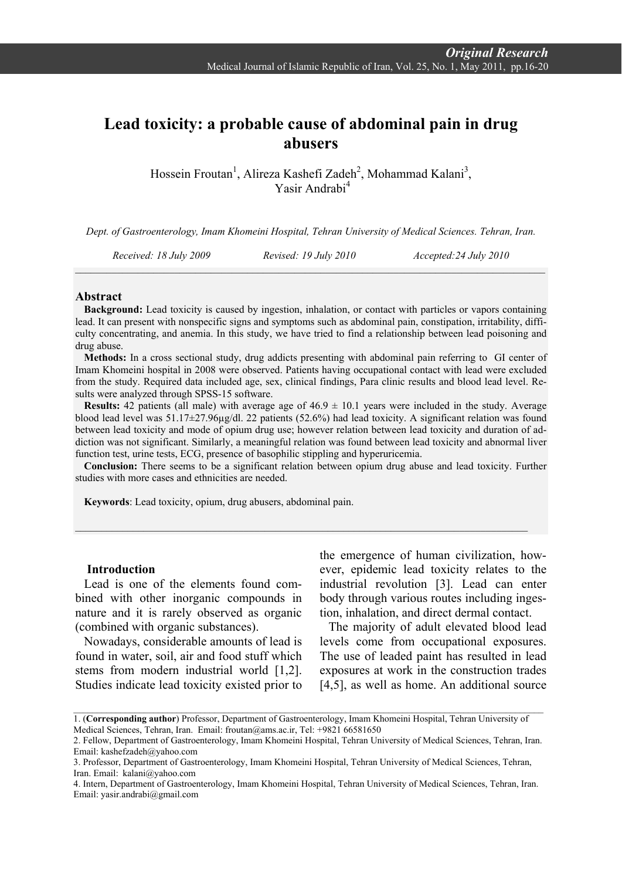*Original Research*

# Lead toxicity: a probable cause of abdominal pain in drug abusers

Hossein Froutan[1], Alireza Kashefi Zadeh[2], Mohammad Kalani[3], Yasir Andrabi[4]

*Dept. of Gastroenterology, Imam Khomeini Hospital, Tehran University of Medical Sciences. Tehran, Iran.*

*Received: 18 July 2009 Revised: 19 July 2010 Accepted: 24 July 2010*

## Abstract

**Background:** Lead toxicity is caused by ingestion, inhalation, or contact with particles or vapors containing lead. It can present with nonspecific signs and symptoms such as abdominal pain, constipation, irritability, difficulty concentrating, and anemia. In this study, we have tried to find a relationship between lead poisoning and drug abuse.

**Methods:** In a cross sectional study, drug addicts presenting with abdominal pain referring to GI center of Imam Khomeini hospital in 2008 were observed. Patients having occupational contact with lead were excluded from the study. Required data included age, sex, clinical findings, Para clinic results and blood lead level. Results were analyzed through SPSS-15 software.

**Results:** 42 patients (all male) with average age of 46.9 ± 10.1 years were included in the study. Average blood lead level was 51.17±27.96μg/dl. 22 patients (52.6%) had lead toxicity. A significant relation was found between lead toxicity and mode of opium drug use; however relation between lead toxicity and duration of addiction was not significant. Similarly, a meaningful relation was found between lead toxicity and abnormal liver function test, urine tests, ECG, presence of basophilic stippling and hyperuricemia.

**Conclusion:** There seems to be a significant relation between opium drug abuse and lead toxicity. Further studies with more cases and ethnicities are needed.

**Keywords**: Lead toxicity, opium, drug abusers, abdominal pain.

## Introduction

Lead is one of the elements found combined with other inorganic compounds in nature and it is rarely observed as organic (combined with organic substances).

Nowadays, considerable amounts of lead is found in water, soil, air and food stuff which stems from modern industrial world [1,2]. Studies indicate lead toxicity existed prior to the emergence of human civilization, however, epidemic lead toxicity relates to the industrial revolution [3]. Lead can enter body through various routes including ingestion, inhalation, and direct dermal contact.

The majority of adult elevated blood lead levels come from occupational exposures. The use of leaded paint has resulted in lead exposures at work in the construction trades [4,5], as well as home. An additional source

---

1. (**Corresponding author**) Professor, Department of Gastroenterology, Imam Khomeini Hospital, Tehran University of Medical Sciences, Tehran, Iran. Email: froutan@ams.ac.ir, Tel: +9821 66581650
2. Fellow, Department of Gastroenterology, Imam Khomeini Hospital, Tehran University of Medical Sciences, Tehran, Iran. Email: kashefzadeh@yahoo.com
3. Professor, Department of Gastroenterology, Imam Khomeini Hospital, Tehran University of Medical Sciences, Tehran, Iran. Email: kalani@yahoo.com
4. Intern, Department of Gastroenterology, Imam Khomeini Hospital, Tehran University of Medical Sciences, Tehran, Iran. Email: yasir.andrabi@gmail.com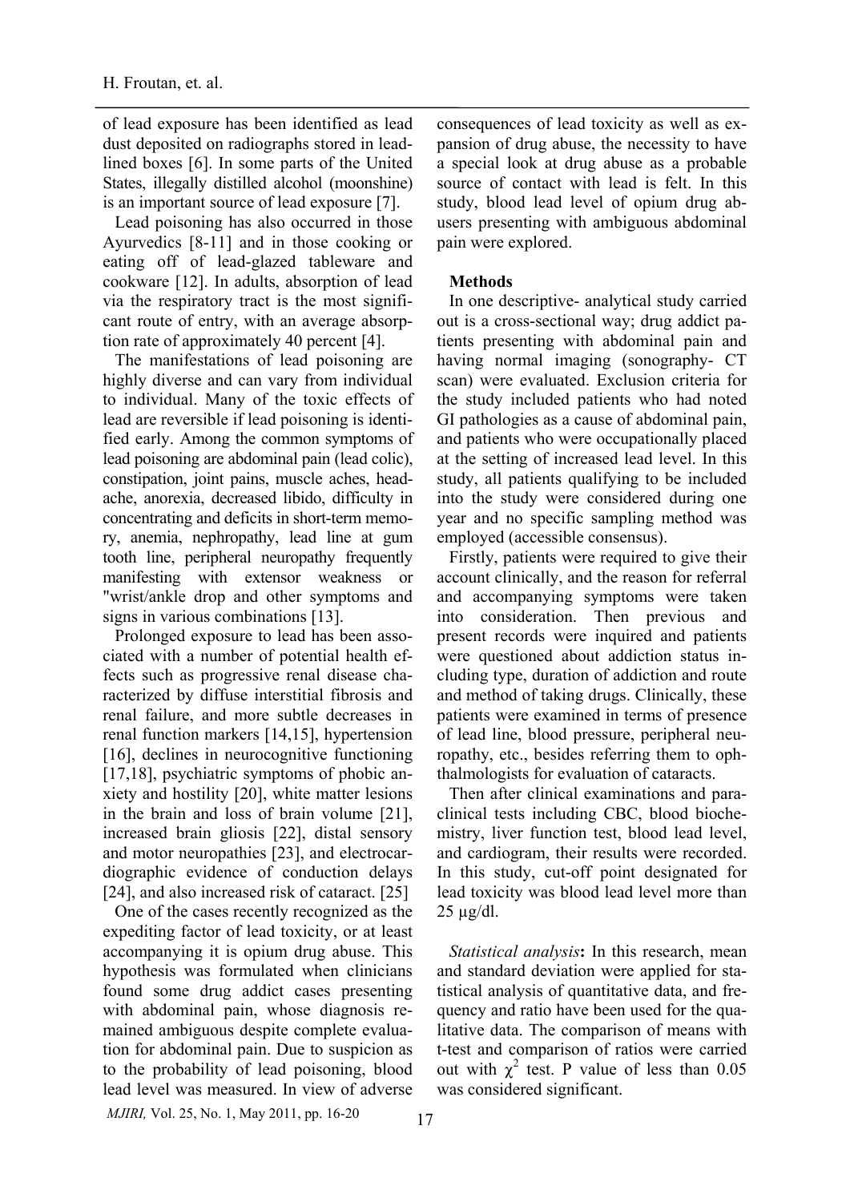of lead exposure has been identified as lead dust deposited on radiographs stored in lead-lined boxes [6]. In some parts of the United States, illegally distilled alcohol (moonshine) is an important source of lead exposure [7].

Lead poisoning has also occurred in those Ayurvedics [8-11] and in those cooking or eating off of lead-glazed tableware and cookware [12]. In adults, absorption of lead via the respiratory tract is the most significant route of entry, with an average absorption rate of approximately 40 percent [4].

The manifestations of lead poisoning are highly diverse and can vary from individual to individual. Many of the toxic effects of lead are reversible if lead poisoning is identified early. Among the common symptoms of lead poisoning are abdominal pain (lead colic), constipation, joint pains, muscle aches, headache, anorexia, decreased libido, difficulty in concentrating and deficits in short-term memory, anemia, nephropathy, lead line at gum tooth line, peripheral neuropathy frequently manifesting with extensor weakness or "wrist/ankle drop and other symptoms and signs in various combinations [13].

Prolonged exposure to lead has been associated with a number of potential health effects such as progressive renal disease characterized by diffuse interstitial fibrosis and renal failure, and more subtle decreases in renal function markers [14,15], hypertension [16], declines in neurocognitive functioning [17,18], psychiatric symptoms of phobic anxiety and hostility [20], white matter lesions in the brain and loss of brain volume [21], increased brain gliosis [22], distal sensory and motor neuropathies [23], and electrocardiographic evidence of conduction delays [24], and also increased risk of cataract. [25]

One of the cases recently recognized as the expediting factor of lead toxicity, or at least accompanying it is opium drug abuse. This hypothesis was formulated when clinicians found some drug addict cases presenting with abdominal pain, whose diagnosis remained ambiguous despite complete evaluation for abdominal pain. Due to suspicion as to the probability of lead poisoning, blood lead level was measured. In view of adverse consequences of lead toxicity as well as expansion of drug abuse, the necessity to have a special look at drug abuse as a probable source of contact with lead is felt. In this study, blood lead level of opium drug abusers presenting with ambiguous abdominal pain were explored.

## Methods

In one descriptive- analytical study carried out is a cross-sectional way; drug addict patients presenting with abdominal pain and having normal imaging (sonography- CT scan) were evaluated. Exclusion criteria for the study included patients who had noted GI pathologies as a cause of abdominal pain, and patients who were occupationally placed at the setting of increased lead level. In this study, all patients qualifying to be included into the study were considered during one year and no specific sampling method was employed (accessible consensus).

Firstly, patients were required to give their account clinically, and the reason for referral and accompanying symptoms were taken into consideration. Then previous and present records were inquired and patients were questioned about addiction status including type, duration of addiction and route and method of taking drugs. Clinically, these patients were examined in terms of presence of lead line, blood pressure, peripheral neuropathy, etc., besides referring them to ophthalmologists for evaluation of cataracts.

Then after clinical examinations and paraclinical tests including CBC, blood biochemistry, liver function test, blood lead level, and cardiogram, their results were recorded. In this study, cut-off point designated for lead toxicity was blood lead level more than 25 µg/dl.

*Statistical analysis*: In this research, mean and standard deviation were applied for statistical analysis of quantitative data, and frequency and ratio have been used for the qualitative data. The comparison of means with t-test and comparison of ratios were carried out with $\chi^2$ test. P value of less than 0.05 was considered significant.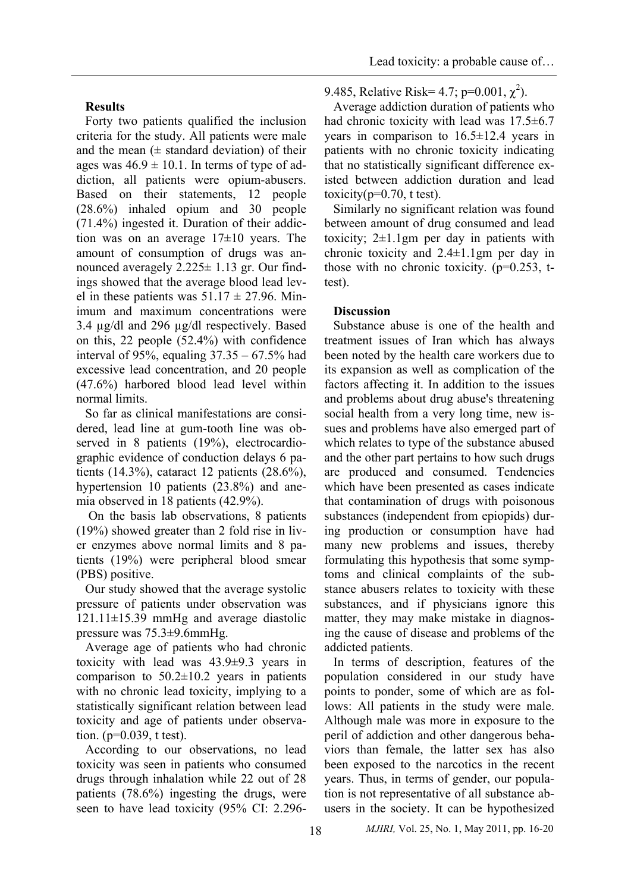### Results

Forty two patients qualified the inclusion criteria for the study. All patients were male and the mean (± standard deviation) of their ages was $46.9 \pm 10.1$. In terms of type of addiction, all patients were opium-abusers. Based on their statements, 12 people (28.6%) inhaled opium and 30 people (71.4%) ingested it. Duration of their addiction was on an average 17±10 years. The amount of consumption of drugs was announced averagely 2.225± 1.13 gr. Our findings showed that the average blood lead level in these patients was $51.17 \pm 27.96$. Minimum and maximum concentrations were 3.4 µg/dl and 296 µg/dl respectively. Based on this, 22 people (52.4%) with confidence interval of 95%, equaling 37.35 – 67.5% had excessive lead concentration, and 20 people (47.6%) harbored blood lead level within normal limits.

So far as clinical manifestations are considered, lead line at gum-tooth line was observed in 8 patients (19%), electrocardiographic evidence of conduction delays 6 patients (14.3%), cataract 12 patients (28.6%), hypertension 10 patients (23.8%) and anemia observed in 18 patients (42.9%).

On the basis lab observations, 8 patients (19%) showed greater than 2 fold rise in liver enzymes above normal limits and 8 patients (19%) were peripheral blood smear (PBS) positive.

Our study showed that the average systolic pressure of patients under observation was 121.11±15.39 mmHg and average diastolic pressure was 75.3±9.6mmHg.

Average age of patients who had chronic toxicity with lead was 43.9±9.3 years in comparison to 50.2±10.2 years in patients with no chronic lead toxicity, implying to a statistically significant relation between lead toxicity and age of patients under observation. ($p$=0.039, t test).

According to our observations, no lead toxicity was seen in patients who consumed drugs through inhalation while 22 out of 28 patients (78.6%) ingesting the drugs, were seen to have lead toxicity (95% CI: 2.296-9.485, Relative Risk= 4.7; $p$=0.001, $\chi^2$).

Average addiction duration of patients who had chronic toxicity with lead was 17.5±6.7 years in comparison to 16.5±12.4 years in patients with no chronic toxicity indicating that no statistically significant difference existed between addiction duration and lead toxicity($p$=0.70, t test).

Similarly no significant relation was found between amount of drug consumed and lead toxicity; 2±1.1gm per day in patients with chronic toxicity and 2.4±1.1gm per day in those with no chronic toxicity. ($p$=0.253, t-test).

### Discussion

Substance abuse is one of the health and treatment issues of Iran which has always been noted by the health care workers due to its expansion as well as complication of the factors affecting it. In addition to the issues and problems about drug abuse's threatening social health from a very long time, new issues and problems have also emerged part of which relates to type of the substance abused and the other part pertains to how such drugs are produced and consumed. Tendencies which have been presented as cases indicate that contamination of drugs with poisonous substances (independent from epiopids) during production or consumption have had many new problems and issues, thereby formulating this hypothesis that some symptoms and clinical complaints of the substance abusers relates to toxicity with these substances, and if physicians ignore this matter, they may make mistake in diagnosing the cause of disease and problems of the addicted patients.

In terms of description, features of the population considered in our study have points to ponder, some of which are as follows: All patients in the study were male. Although male was more in exposure to the peril of addiction and other dangerous behaviors than female, the latter sex has also been exposed to the narcotics in the recent years. Thus, in terms of gender, our population is not representative of all substance abusers in the society. It can be hypothesized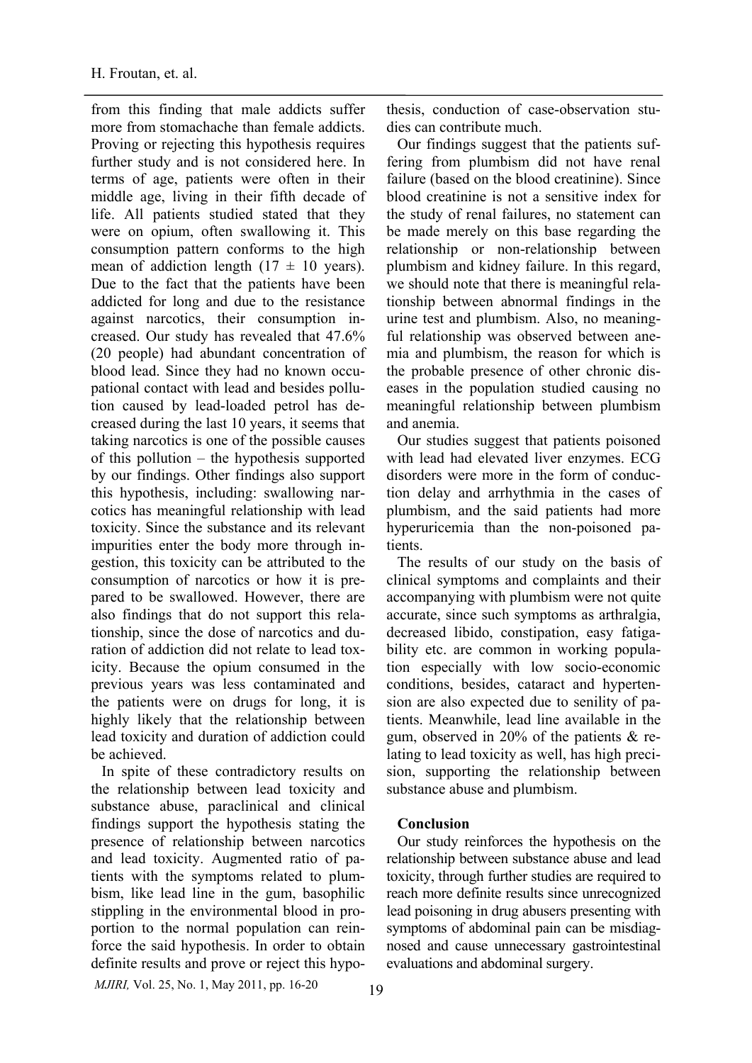from this finding that male addicts suffer more from stomachache than female addicts. Proving or rejecting this hypothesis requires further study and is not considered here. In terms of age, patients were often in their middle age, living in their fifth decade of life. All patients studied stated that they were on opium, often swallowing it. This consumption pattern conforms to the high mean of addiction length (17 ± 10 years). Due to the fact that the patients have been addicted for long and due to the resistance against narcotics, their consumption increased. Our study has revealed that 47.6% (20 people) had abundant concentration of blood lead. Since they had no known occupational contact with lead and besides pollution caused by lead-loaded petrol has decreased during the last 10 years, it seems that taking narcotics is one of the possible causes of this pollution – the hypothesis supported by our findings. Other findings also support this hypothesis, including: swallowing narcotics has meaningful relationship with lead toxicity. Since the substance and its relevant impurities enter the body more through ingestion, this toxicity can be attributed to the consumption of narcotics or how it is prepared to be swallowed. However, there are also findings that do not support this relationship, since the dose of narcotics and duration of addiction did not relate to lead toxicity. Because the opium consumed in the previous years was less contaminated and the patients were on drugs for long, it is highly likely that the relationship between lead toxicity and duration of addiction could be achieved.

In spite of these contradictory results on the relationship between lead toxicity and substance abuse, paraclinical and clinical findings support the hypothesis stating the presence of relationship between narcotics and lead toxicity. Augmented ratio of patients with the symptoms related to plumbism, like lead line in the gum, basophilic stippling in the environmental blood in proportion to the normal population can reinforce the said hypothesis. In order to obtain definite results and prove or reject this hypothesis, conduction of case-observation studies can contribute much.

Our findings suggest that the patients suffering from plumbism did not have renal failure (based on the blood creatinine). Since blood creatinine is not a sensitive index for the study of renal failures, no statement can be made merely on this base regarding the relationship or non-relationship between plumbism and kidney failure. In this regard, we should note that there is meaningful relationship between abnormal findings in the urine test and plumbism. Also, no meaningful relationship was observed between anemia and plumbism, the reason for which is the probable presence of other chronic diseases in the population studied causing no meaningful relationship between plumbism and anemia.

Our studies suggest that patients poisoned with lead had elevated liver enzymes. ECG disorders were more in the form of conduction delay and arrhythmia in the cases of plumbism, and the said patients had more hyperuricemia than the non-poisoned patients.

The results of our study on the basis of clinical symptoms and complaints and their accompanying with plumbism were not quite accurate, since such symptoms as arthralgia, decreased libido, constipation, easy fatigability etc. are common in working population especially with low socio-economic conditions, besides, cataract and hypertension are also expected due to senility of patients. Meanwhile, lead line available in the gum, observed in 20% of the patients & relating to lead toxicity as well, has high precision, supporting the relationship between substance abuse and plumbism.

## Conclusion

Our study reinforces the hypothesis on the relationship between substance abuse and lead toxicity, through further studies are required to reach more definite results since unrecognized lead poisoning in drug abusers presenting with symptoms of abdominal pain can be misdiagnosed and cause unnecessary gastrointestinal evaluations and abdominal surgery.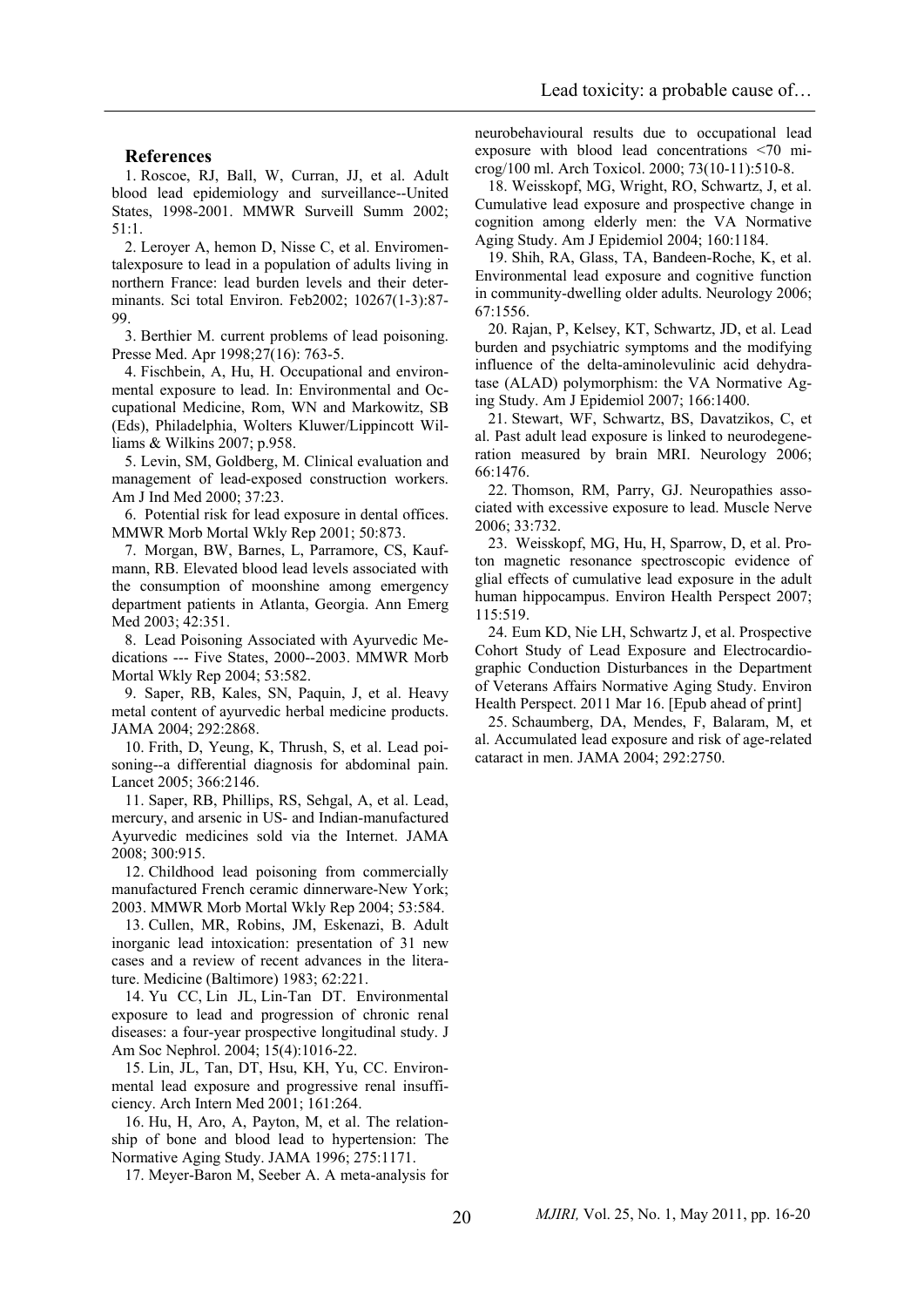## References

1. Roscoe, RJ, Ball, W, Curran, JJ, et al. Adult blood lead epidemiology and surveillance--United States, 1998-2001. MMWR Surveill Summ 2002; 51:1.

2. Leroyer A, hemon D, Nisse C, et al. Enviromentalexposure to lead in a population of adults living in northern France: lead burden levels and their determinants. Sci total Environ. Feb2002; 10267(1-3):87-99.

3. Berthier M. current problems of lead poisoning. Presse Med. Apr 1998;27(16): 763-5.

4. Fischbein, A, Hu, H. Occupational and environmental exposure to lead. In: Environmental and Occupational Medicine, Rom, WN and Markowitz, SB (Eds), Philadelphia, Wolters Kluwer/Lippincott Williams & Wilkins 2007; p.958.

5. Levin, SM, Goldberg, M. Clinical evaluation and management of lead-exposed construction workers. Am J Ind Med 2000; 37:23.

6. Potential risk for lead exposure in dental offices. MMWR Morb Mortal Wkly Rep 2001; 50:873.

7. Morgan, BW, Barnes, L, Parramore, CS, Kaufmann, RB. Elevated blood lead levels associated with the consumption of moonshine among emergency department patients in Atlanta, Georgia. Ann Emerg Med 2003; 42:351.

8. Lead Poisoning Associated with Ayurvedic Medications --- Five States, 2000--2003. MMWR Morb Mortal Wkly Rep 2004; 53:582.

9. Saper, RB, Kales, SN, Paquin, J, et al. Heavy metal content of ayurvedic herbal medicine products. JAMA 2004; 292:2868.

10. Frith, D, Yeung, K, Thrush, S, et al. Lead poisoning--a differential diagnosis for abdominal pain. Lancet 2005; 366:2146.

11. Saper, RB, Phillips, RS, Sehgal, A, et al. Lead, mercury, and arsenic in US- and Indian-manufactured Ayurvedic medicines sold via the Internet. JAMA 2008; 300:915.

12. Childhood lead poisoning from commercially manufactured French ceramic dinnerware-New York; 2003. MMWR Morb Mortal Wkly Rep 2004; 53:584.

13. Cullen, MR, Robins, JM, Eskenazi, B. Adult inorganic lead intoxication: presentation of 31 new cases and a review of recent advances in the literature. Medicine (Baltimore) 1983; 62:221.

14. Yu CC, Lin JL, Lin-Tan DT. Environmental exposure to lead and progression of chronic renal diseases: a four-year prospective longitudinal study. J Am Soc Nephrol. 2004; 15(4):1016-22.

15. Lin, JL, Tan, DT, Hsu, KH, Yu, CC. Environmental lead exposure and progressive renal insufficiency. Arch Intern Med 2001; 161:264.

16. Hu, H, Aro, A, Payton, M, et al. The relationship of bone and blood lead to hypertension: The Normative Aging Study. JAMA 1996; 275:1171.

17. Meyer-Baron M, Seeber A. A meta-analysis for neurobehavioural results due to occupational lead exposure with blood lead concentrations <70 microg/100 ml. Arch Toxicol. 2000; 73(10-11):510-8.

18. Weisskopf, MG, Wright, RO, Schwartz, J, et al. Cumulative lead exposure and prospective change in cognition among elderly men: the VA Normative Aging Study. Am J Epidemiol 2004; 160:1184.

19. Shih, RA, Glass, TA, Bandeen-Roche, K, et al. Environmental lead exposure and cognitive function in community-dwelling older adults. Neurology 2006; 67:1556.

20. Rajan, P, Kelsey, KT, Schwartz, JD, et al. Lead burden and psychiatric symptoms and the modifying influence of the delta-aminolevulinic acid dehydratase (ALAD) polymorphism: the VA Normative Aging Study. Am J Epidemiol 2007; 166:1400.

21. Stewart, WF, Schwartz, BS, Davatzikos, C, et al. Past adult lead exposure is linked to neurodegeneration measured by brain MRI. Neurology 2006; 66:1476.

22. Thomson, RM, Parry, GJ. Neuropathies associated with excessive exposure to lead. Muscle Nerve 2006; 33:732.

23. Weisskopf, MG, Hu, H, Sparrow, D, et al. Proton magnetic resonance spectroscopic evidence of glial effects of cumulative lead exposure in the adult human hippocampus. Environ Health Perspect 2007; 115:519.

24. Eum KD, Nie LH, Schwartz J, et al. Prospective Cohort Study of Lead Exposure and Electrocardiographic Conduction Disturbances in the Department of Veterans Affairs Normative Aging Study. Environ Health Perspect. 2011 Mar 16. [Epub ahead of print]

25. Schaumberg, DA, Mendes, F, Balaram, M, et al. Accumulated lead exposure and risk of age-related cataract in men. JAMA 2004; 292:2750.